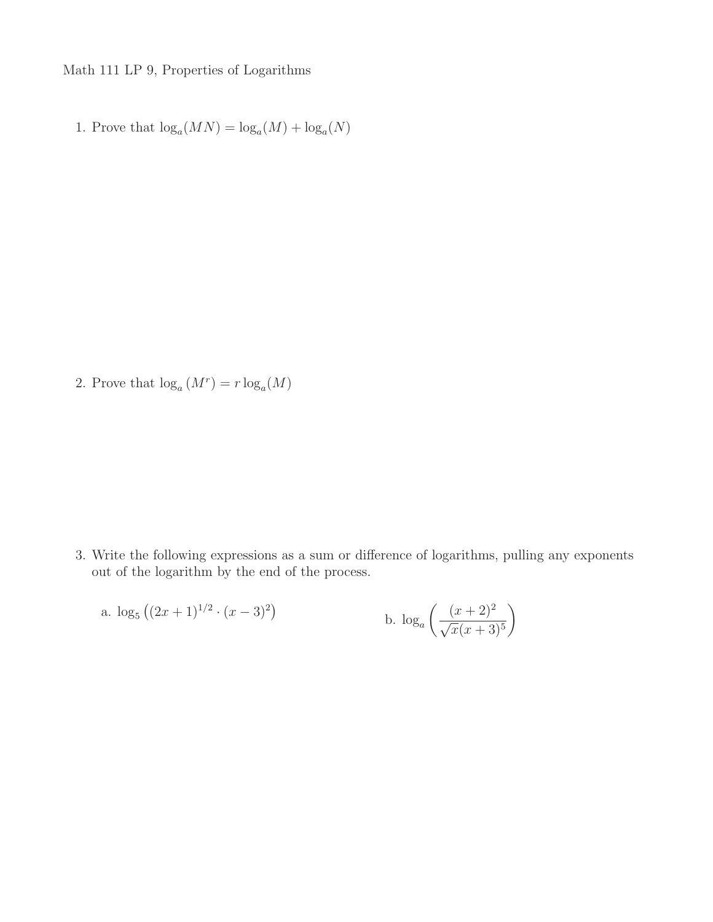Math 111 LP 9, Properties of Logarithms

1. Prove that $\log_a(MN) = \log_a(M) + \log_a(N)$

2. Prove that $\log_a(M^r) = r\log_a(M)$

3. Write the following expressions as a sum or difference of logarithms, pulling any exponents out of the logarithm by the end of the process.

   a. $\log_5\left((2x+1)^{1/2} \cdot (x-3)^2\right)$

   b. $\log_a\left(\dfrac{(x+2)^2}{\sqrt{x}(x+3)^5}\right)$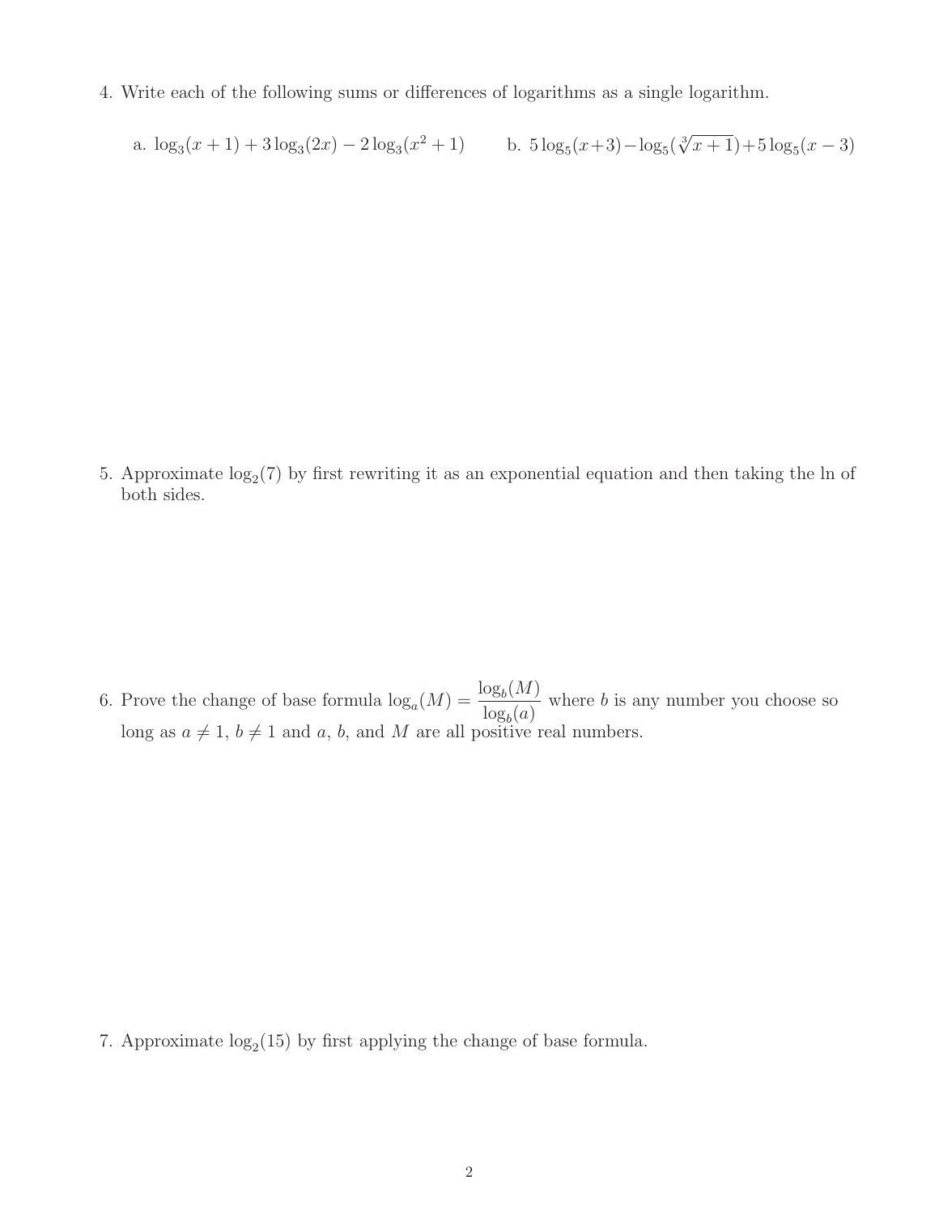4. Write each of the following sums or differences of logarithms as a single logarithm.

   a. $\log_3(x+1) + 3\log_3(2x) - 2\log_3(x^2+1)$

   b. $5\log_5(x+3) - \log_5(\sqrt[3]{x+1}) + 5\log_5(x-3)$

5. Approximate $\log_2(7)$ by first rewriting it as an exponential equation and then taking the ln of both sides.

6. Prove the change of base formula $\log_a(M) = \dfrac{\log_b(M)}{\log_b(a)}$ where $b$ is any number you choose so long as $a \neq 1$, $b \neq 1$ and $a$, $b$, and $M$ are all positive real numbers.

7. Approximate $\log_2(15)$ by first applying the change of base formula.